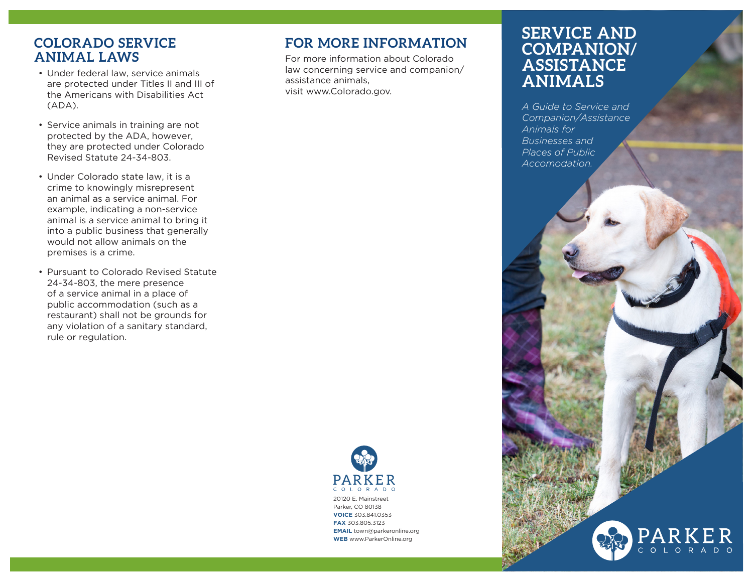## COLORADO SERVICE ANIMAL LAWS

- Under federal law, service animals are protected under Titles II and III of the Americans with Disabilities Act (ADA).
- Service animals in training are not protected by the ADA, however, they are protected under Colorado Revised Statute 24-34-803.
- Under Colorado state law, it is a crime to knowingly misrepresent an animal as a service animal. For example, indicating a non-service animal is a service animal to bring it into a public business that generally would not allow animals on the premises is a crime.
- Pursuant to Colorado Revised Statute 24-34-803, the mere presence of a service animal in a place of public accommodation (such as a restaurant) shall not be grounds for any violation of a sanitary standard, rule or regulation.

## FOR MORE INFORMATION

For more information about Colorado law concerning service and companion/ assistance animals, visit www.Colorado.gov.

PARKER
COLORADO

20120 E. Mainstreet
Parker, CO 80138
**VOICE** 303.841.0353
**FAX** 303.805.3123
**EMAIL** town@parkeronline.org
**WEB** www.ParkerOnline.org

# SERVICE AND COMPANION/ ASSISTANCE ANIMALS

*A Guide to Service and Companion/Assistance Animals for Businesses and Places of Public Accomodation.*

PARKER
COLORADO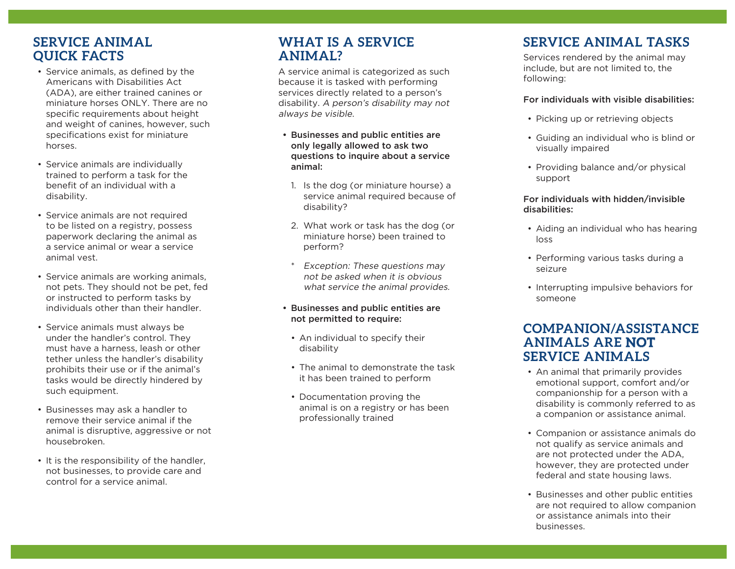## SERVICE ANIMAL QUICK FACTS

- Service animals, as defined by the Americans with Disabilities Act (ADA), are either trained canines or miniature horses ONLY. There are no specific requirements about height and weight of canines, however, such specifications exist for miniature horses.
- Service animals are individually trained to perform a task for the benefit of an individual with a disability.
- Service animals are not required to be listed on a registry, possess paperwork declaring the animal as a service animal or wear a service animal vest.
- Service animals are working animals, not pets. They should not be pet, fed or instructed to perform tasks by individuals other than their handler.
- Service animals must always be under the handler's control. They must have a harness, leash or other tether unless the handler's disability prohibits their use or if the animal's tasks would be directly hindered by such equipment.
- Businesses may ask a handler to remove their service animal if the animal is disruptive, aggressive or not housebroken.
- It is the responsibility of the handler, not businesses, to provide care and control for a service animal.

## WHAT IS A SERVICE ANIMAL?

A service animal is categorized as such because it is tasked with performing services directly related to a person's disability. *A person's disability may not always be visible.*

- **Businesses and public entities are only legally allowed to ask two questions to inquire about a service animal:**
  1. Is the dog (or miniature hourse) a service animal required because of disability?
  2. What work or task has the dog (or miniature horse) been trained to perform?

  \* *Exception: These questions may not be asked when it is obvious what service the animal provides.*

- **Businesses and public entities are not permitted to require:**
  - An individual to specify their disability
  - The animal to demonstrate the task it has been trained to perform
  - Documentation proving the animal is on a registry or has been professionally trained

## SERVICE ANIMAL TASKS

Services rendered by the animal may include, but are not limited to, the following:

**For individuals with visible disabilities:**

- Picking up or retrieving objects
- Guiding an individual who is blind or visually impaired
- Providing balance and/or physical support

**For individuals with hidden/invisible disabilities:**

- Aiding an individual who has hearing loss
- Performing various tasks during a seizure
- Interrupting impulsive behaviors for someone

## COMPANION/ASSISTANCE ANIMALS ARE NOT SERVICE ANIMALS

- An animal that primarily provides emotional support, comfort and/or companionship for a person with a disability is commonly referred to as a companion or assistance animal.
- Companion or assistance animals do not qualify as service animals and are not protected under the ADA, however, they are protected under federal and state housing laws.
- Businesses and other public entities are not required to allow companion or assistance animals into their businesses.